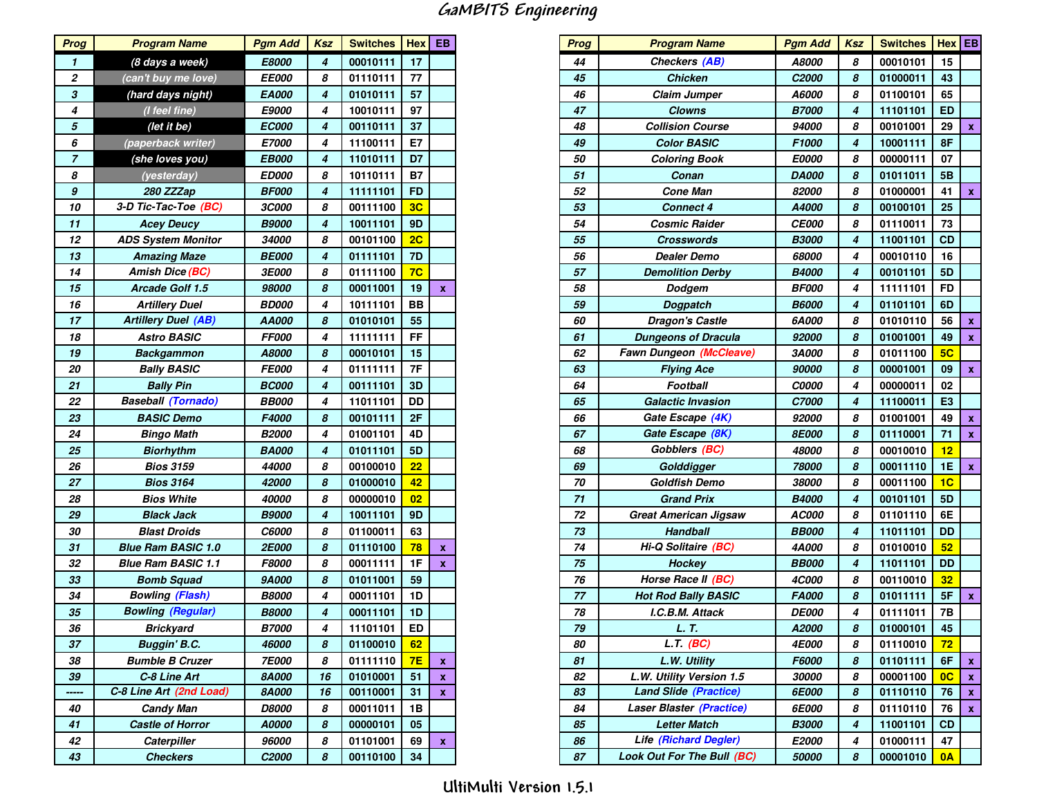# GaMBITS Engineering

| Prog | Program Name | Pgm Add | Ksz | Switches | Hex | EB |
|---|---|---|---|---|---|---|
| 1 | (8 days a week) | E8000 | 4 | 00010111 | 17 | |
| 2 | (can't buy me love) | EE000 | 8 | 01110111 | 77 | |
| 3 | (hard days night) | EA000 | 4 | 01010111 | 57 | |
| 4 | (I feel fine) | E9000 | 4 | 10010111 | 97 | |
| 5 | (let it be) | EC000 | 4 | 00110111 | 37 | |
| 6 | (paperback writer) | E7000 | 4 | 11100111 | E7 | |
| 7 | (she loves you) | EB000 | 4 | 11010111 | D7 | |
| 8 | (yesterday) | ED000 | 8 | 10110111 | B7 | |
| 9 | 280 ZZZap | BF000 | 4 | 11111101 | FD | |
| 10 | 3-D Tic-Tac-Toe (BC) | 3C000 | 8 | 00111100 | 3C | |
| 11 | Acey Deucy | B9000 | 4 | 10011101 | 9D | |
| 12 | ADS System Monitor | 34000 | 8 | 00101100 | 2C | |
| 13 | Amazing Maze | BE000 | 4 | 01111101 | 7D | |
| 14 | Amish Dice (BC) | 3E000 | 8 | 01111100 | 7C | |
| 15 | Arcade Golf 1.5 | 98000 | 8 | 00011001 | 19 | x |
| 16 | Artillery Duel | BD000 | 4 | 10111101 | BB | |
| 17 | Artillery Duel (AB) | AA000 | 8 | 01010101 | 55 | |
| 18 | Astro BASIC | FF000 | 4 | 11111111 | FF | |
| 19 | Backgammon | A8000 | 8 | 00010101 | 15 | |
| 20 | Bally BASIC | FE000 | 4 | 01111111 | 7F | |
| 21 | Bally Pin | BC000 | 4 | 00111101 | 3D | |
| 22 | Baseball (Tornado) | BB000 | 4 | 11011101 | DD | |
| 23 | BASIC Demo | F4000 | 8 | 00101111 | 2F | |
| 24 | Bingo Math | B2000 | 4 | 01001101 | 4D | |
| 25 | Biorhythm | BA000 | 4 | 01011101 | 5D | |
| 26 | Bios 3159 | 44000 | 8 | 00100010 | 22 | |
| 27 | Bios 3164 | 42000 | 8 | 01000010 | 42 | |
| 28 | Bios White | 40000 | 8 | 00000010 | 02 | |
| 29 | Black Jack | B9000 | 4 | 10011101 | 9D | |
| 30 | Blast Droids | C6000 | 8 | 01100011 | 63 | |
| 31 | Blue Ram BASIC 1.0 | 2E000 | 8 | 01110100 | 78 | x |
| 32 | Blue Ram BASIC 1.1 | F8000 | 8 | 00011111 | 1F | x |
| 33 | Bomb Squad | 9A000 | 8 | 01011001 | 59 | |
| 34 | Bowling (Flash) | B8000 | 4 | 00011101 | 1D | |
| 35 | Bowling (Regular) | B8000 | 4 | 00011101 | 1D | |
| 36 | Brickyard | B7000 | 4 | 11101101 | ED | |
| 37 | Buggin' B.C. | 46000 | 8 | 01100010 | 62 | |
| 38 | Bumble B Cruzer | 7E000 | 8 | 01111110 | 7E | x |
| 39 | C-8 Line Art | 8A000 | 16 | 01010001 | 51 | x |
| ----- | C-8 Line Art (2nd Load) | 8A000 | 16 | 00110001 | 31 | x |
| 40 | Candy Man | D8000 | 8 | 00011011 | 1B | |
| 41 | Castle of Horror | A0000 | 8 | 00000101 | 05 | |
| 42 | Caterpiller | 96000 | 8 | 01101001 | 69 | x |
| 43 | Checkers | C2000 | 8 | 00110100 | 34 | |
| 44 | Checkers (AB) | A8000 | 8 | 00010101 | 15 | |
| 45 | Chicken | C2000 | 8 | 01000011 | 43 | |
| 46 | Claim Jumper | A6000 | 8 | 01100101 | 65 | |
| 47 | Clowns | B7000 | 4 | 11101101 | ED | |
| 48 | Collision Course | 94000 | 8 | 00101001 | 29 | x |
| 49 | Color BASIC | F1000 | 4 | 10001111 | 8F | |
| 50 | Coloring Book | E0000 | 8 | 00000111 | 07 | |
| 51 | Conan | DA000 | 8 | 01011011 | 5B | |
| 52 | Cone Man | 82000 | 8 | 01000001 | 41 | x |
| 53 | Connect 4 | A4000 | 8 | 00100101 | 25 | |
| 54 | Cosmic Raider | CE000 | 8 | 01110011 | 73 | |
| 55 | Crosswords | B3000 | 4 | 11001101 | CD | |
| 56 | Dealer Demo | 68000 | 4 | 00010110 | 16 | |
| 57 | Demolition Derby | B4000 | 4 | 00101101 | 5D | |
| 58 | Dodgem | BF000 | 4 | 11111101 | FD | |
| 59 | Dogpatch | B6000 | 4 | 01101101 | 6D | |
| 60 | Dragon's Castle | 6A000 | 8 | 01010110 | 56 | x |
| 61 | Dungeons of Dracula | 92000 | 8 | 01001001 | 49 | x |
| 62 | Fawn Dungeon (McCleave) | 3A000 | 8 | 01011100 | 5C | |
| 63 | Flying Ace | 90000 | 8 | 00001001 | 09 | x |
| 64 | Football | C0000 | 4 | 00000011 | 02 | |
| 65 | Galactic Invasion | C7000 | 4 | 11100011 | E3 | |
| 66 | Gate Escape (4K) | 92000 | 8 | 01001001 | 49 | x |
| 67 | Gate Escape (8K) | 8E000 | 8 | 01110001 | 71 | x |
| 68 | Gobblers (BC) | 48000 | 8 | 00010010 | 12 | |
| 69 | Golddigger | 78000 | 8 | 00011110 | 1E | x |
| 70 | Goldfish Demo | 38000 | 8 | 00011100 | 1C | |
| 71 | Grand Prix | B4000 | 4 | 00101101 | 5D | |
| 72 | Great American Jigsaw | AC000 | 8 | 01101110 | 6E | |
| 73 | Handball | BB000 | 4 | 11011101 | DD | |
| 74 | Hi-Q Solitaire (BC) | 4A000 | 8 | 01010010 | 52 | |
| 75 | Hockey | BB000 | 4 | 11011101 | DD | |
| 76 | Horse Race II (BC) | 4C000 | 8 | 00110010 | 32 | |
| 77 | Hot Rod Bally BASIC | FA000 | 8 | 01011111 | 5F | x |
| 78 | I.C.B.M. Attack | DE000 | 4 | 01111011 | 7B | |
| 79 | L. T. | A2000 | 8 | 01000101 | 45 | |
| 80 | L.T. (BC) | 4E000 | 8 | 01110010 | 72 | |
| 81 | L.W. Utility | F6000 | 8 | 01101111 | 6F | x |
| 82 | L.W. Utility Version 1.5 | 30000 | 8 | 00001100 | 0C | x |
| 83 | Land Slide (Practice) | 6E000 | 8 | 01110110 | 76 | x |
| 84 | Laser Blaster (Practice) | 6E000 | 8 | 01110110 | 76 | x |
| 85 | Letter Match | B3000 | 4 | 11001101 | CD | |
| 86 | Life (Richard Degler) | E2000 | 4 | 01000111 | 47 | |
| 87 | Look Out For The Bull (BC) | 50000 | 8 | 00001010 | 0A | |

UltiMulti Version 1.5.1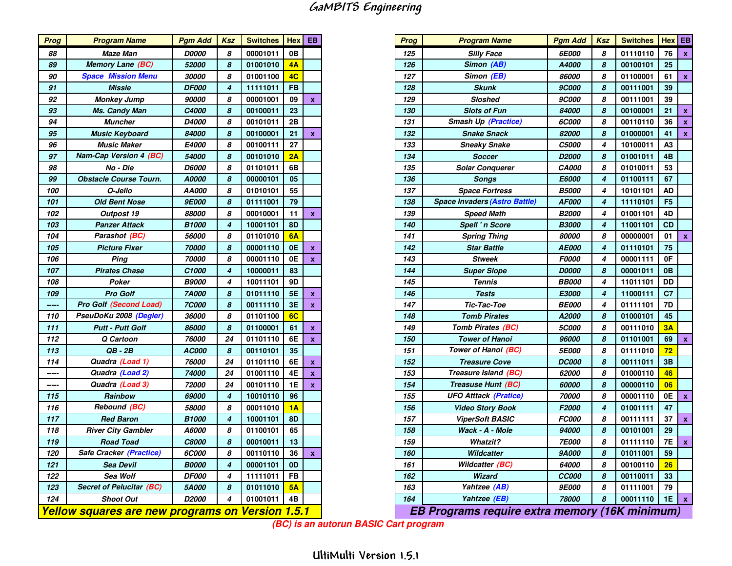# GaMBITS Engineering

| Prog | Program Name | Pgm Add | Ksz | Switches | Hex | EB |
|---|---|---|---|---|---|---|
| 88 | Maze Man | D0000 | 8 | 00001011 | 0B | |
| 89 | Memory Lane (BC) | 52000 | 8 | 01001010 | 4A | |
| 90 | Space Mission Menu | 30000 | 8 | 01001100 | 4C | |
| 91 | Missle | DF000 | 4 | 11111011 | FB | |
| 92 | Monkey Jump | 90000 | 8 | 00001001 | 09 | x |
| 93 | Ms. Candy Man | C4000 | 8 | 00100011 | 23 | |
| 94 | Muncher | D4000 | 8 | 00101011 | 2B | |
| 95 | Music Keyboard | 84000 | 8 | 00100001 | 21 | x |
| 96 | Music Maker | E4000 | 8 | 00100111 | 27 | |
| 97 | Nam-Cap Version 4 (BC) | 54000 | 8 | 00101010 | 2A | |
| 98 | No - Die | D6000 | 8 | 01101011 | 6B | |
| 99 | Obstacle Course Tourn. | A0000 | 8 | 00000101 | 05 | |
| 100 | O-Jello | AA000 | 8 | 01010101 | 55 | |
| 101 | Old Bent Nose | 9E000 | 8 | 01111001 | 79 | |
| 102 | Outpost 19 | 88000 | 8 | 00010001 | 11 | x |
| 103 | Panzer Attack | B1000 | 4 | 10001101 | 8D | |
| 104 | Parashot (BC) | 56000 | 8 | 01101010 | 6A | |
| 105 | Picture Fixer | 70000 | 8 | 00001110 | 0E | x |
| 106 | Ping | 70000 | 8 | 00001110 | 0E | x |
| 107 | Pirates Chase | C1000 | 4 | 10000011 | 83 | |
| 108 | Poker | B9000 | 4 | 10011101 | 9D | |
| 109 | Pro Golf | 7A000 | 8 | 01011110 | 5E | x |
| ----- | Pro Golf (Second Load) | 7C000 | 8 | 00111110 | 3E | x |
| 110 | PseuDoKu 2008 (Degler) | 36000 | 8 | 01101100 | 6C | |
| 111 | Putt - Putt Golf | 86000 | 8 | 01100001 | 61 | x |
| 112 | Q Cartoon | 76000 | 24 | 01101110 | 6E | x |
| 113 | QB - 2B | AC000 | 8 | 00110101 | 35 | |
| 114 | Quadra (Load 1) | 76000 | 24 | 01101110 | 6E | x |
| ----- | Quadra (Load 2) | 74000 | 24 | 01001110 | 4E | x |
| ----- | Quadra (Load 3) | 72000 | 24 | 00101110 | 1E | x |
| 115 | Rainbow | 69000 | 4 | 10010110 | 96 | |
| 116 | Rebound (BC) | 58000 | 8 | 00011010 | 1A | |
| 117 | Red Baron | B1000 | 4 | 10001101 | 8D | |
| 118 | River City Gambler | A6000 | 8 | 01100101 | 65 | |
| 119 | Road Toad | C8000 | 8 | 00010011 | 13 | |
| 120 | Safe Cracker (Practice) | 6C000 | 8 | 00110110 | 36 | x |
| 121 | Sea Devil | B0000 | 4 | 00001101 | 0D | |
| 122 | Sea Wolf | DF000 | 4 | 11111011 | FB | |
| 123 | Secret of Pelucitar (BC) | 5A000 | 8 | 01011010 | 5A | |
| 124 | Shoot Out | D2000 | 4 | 01001011 | 4B | |

**Yellow squares are new programs on Version 1.5.1**

| Prog | Program Name | Pgm Add | Ksz | Switches | Hex | EB |
|---|---|---|---|---|---|---|
| 125 | Silly Face | 6E000 | 8 | 01110110 | 76 | x |
| 126 | Simon (AB) | A4000 | 8 | 00100101 | 25 | |
| 127 | Simon (EB) | 86000 | 8 | 01100001 | 61 | x |
| 128 | Skunk | 9C000 | 8 | 00111001 | 39 | |
| 129 | Sloshed | 9C000 | 8 | 00111001 | 39 | |
| 130 | Slots of Fun | 84000 | 8 | 00100001 | 21 | x |
| 131 | Smash Up (Practice) | 6C000 | 8 | 00110110 | 36 | x |
| 132 | Snake Snack | 82000 | 8 | 01000001 | 41 | x |
| 133 | Sneaky Snake | C5000 | 4 | 10100011 | A3 | |
| 134 | Soccer | D2000 | 8 | 01001011 | 4B | |
| 135 | Solar Conquerer | CA000 | 8 | 01010011 | 53 | |
| 136 | Songs | E6000 | 4 | 01100111 | 67 | |
| 137 | Space Fortress | B5000 | 4 | 10101101 | AD | |
| 138 | Space Invaders (Astro Battle) | AF000 | 4 | 11110101 | F5 | |
| 139 | Speed Math | B2000 | 4 | 01001101 | 4D | |
| 140 | Spell ' n Score | B3000 | 4 | 11001101 | CD | |
| 141 | Spring Thing | 80000 | 8 | 00000001 | 01 | x |
| 142 | Star Battle | AE000 | 4 | 01110101 | 75 | |
| 143 | Stweek | F0000 | 4 | 00001111 | 0F | |
| 144 | Super Slope | D0000 | 8 | 00001011 | 0B | |
| 145 | Tennis | BB000 | 4 | 11011101 | DD | |
| 146 | Tests | E3000 | 4 | 11000111 | C7 | |
| 147 | Tic-Tac-Toe | BE000 | 4 | 01111101 | 7D | |
| 148 | Tomb Pirates | A2000 | 8 | 01000101 | 45 | |
| 149 | Tomb Pirates (BC) | 5C000 | 8 | 00111010 | 3A | |
| 150 | Tower of Hanoi | 96000 | 8 | 01101001 | 69 | x |
| 151 | Tower of Hanoi (BC) | 5E000 | 8 | 01111010 | 72 | |
| 152 | Treasure Cove | DC000 | 8 | 00111011 | 3B | |
| 153 | Treasure Island (BC) | 62000 | 8 | 01000110 | 46 | |
| 154 | Treasure Hunt (BC) | 60000 | 8 | 00000110 | 06 | |
| 155 | UFO Atttack (Pratice) | 70000 | 8 | 00001110 | 0E | x |
| 156 | Video Story Book | F2000 | 4 | 01001111 | 47 | |
| 157 | ViperSoft BASIC | FC000 | 8 | 00111111 | 37 | x |
| 158 | Wack - A - Mole | 94000 | 8 | 00101001 | 29 | |
| 159 | Whatzit? | 7E000 | 8 | 01111110 | 7E | x |
| 160 | Wildcatter | 9A000 | 8 | 01011001 | 59 | |
| 161 | Wildcatter (BC) | 64000 | 8 | 00100110 | 26 | |
| 162 | Wizard | CC000 | 8 | 00110011 | 33 | |
| 163 | Yahtzee (AB) | 9E000 | 8 | 01111001 | 79 | |
| 164 | Yahtzee (EB) | 78000 | 8 | 00011110 | 1E | x |

**EB Programs require extra memory (16K minimum)**

**(BC) is an autorun BASIC Cart program**

UltiMulti Version 1.5.1